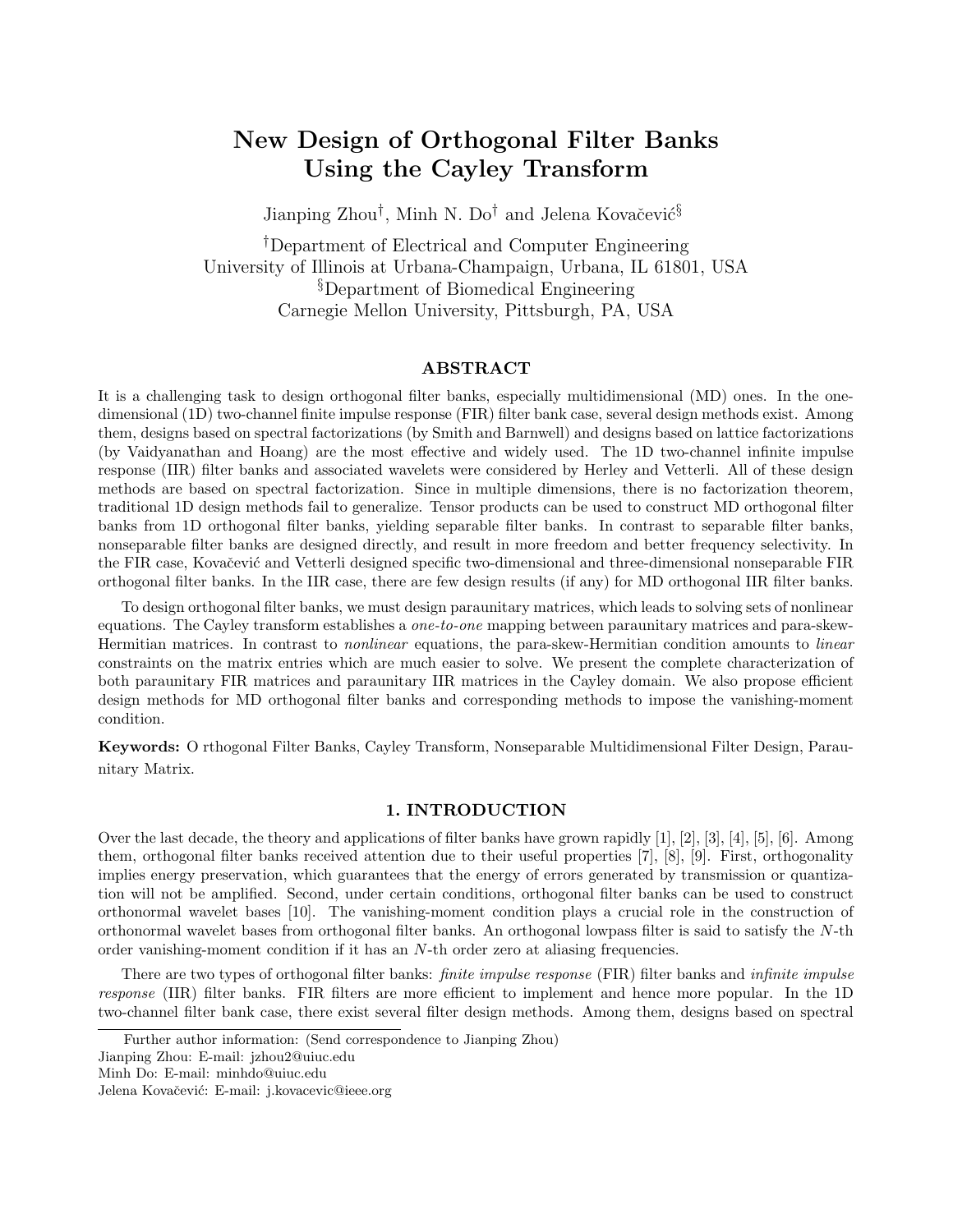# New Design of Orthogonal Filter Banks Using the Cayley Transform

Jianping Zhou[†], Minh N. Do[†] and Jelena Kovačević[§]

[†]Department of Electrical and Computer Engineering
University of Illinois at Urbana-Champaign, Urbana, IL 61801, USA
[§]Department of Biomedical Engineering
Carnegie Mellon University, Pittsburgh, PA, USA

## ABSTRACT

It is a challenging task to design orthogonal filter banks, especially multidimensional (MD) ones. In the one-dimensional (1D) two-channel finite impulse response (FIR) filter bank case, several design methods exist. Among them, designs based on spectral factorizations (by Smith and Barnwell) and designs based on lattice factorizations (by Vaidyanathan and Hoang) are the most effective and widely used. The 1D two-channel infinite impulse response (IIR) filter banks and associated wavelets were considered by Herley and Vetterli. All of these design methods are based on spectral factorization. Since in multiple dimensions, there is no factorization theorem, traditional 1D design methods fail to generalize. Tensor products can be used to construct MD orthogonal filter banks from 1D orthogonal filter banks, yielding separable filter banks. In contrast to separable filter banks, nonseparable filter banks are designed directly, and result in more freedom and better frequency selectivity. In the FIR case, Kovačević and Vetterli designed specific two-dimensional and three-dimensional nonseparable FIR orthogonal filter banks. In the IIR case, there are few design results (if any) for MD orthogonal IIR filter banks.

To design orthogonal filter banks, we must design paraunitary matrices, which leads to solving sets of nonlinear equations. The Cayley transform establishes a *one-to-one* mapping between paraunitary matrices and para-skew-Hermitian matrices. In contrast to *nonlinear* equations, the para-skew-Hermitian condition amounts to *linear* constraints on the matrix entries which are much easier to solve. We present the complete characterization of both paraunitary FIR matrices and paraunitary IIR matrices in the Cayley domain. We also propose efficient design methods for MD orthogonal filter banks and corresponding methods to impose the vanishing-moment condition.

**Keywords:** O rthogonal Filter Banks, Cayley Transform, Nonseparable Multidimensional Filter Design, Paraunitary Matrix.

## 1. INTRODUCTION

Over the last decade, the theory and applications of filter banks have grown rapidly [1], [2], [3], [4], [5], [6]. Among them, orthogonal filter banks received attention due to their useful properties [7], [8], [9]. First, orthogonality implies energy preservation, which guarantees that the energy of errors generated by transmission or quantization will not be amplified. Second, under certain conditions, orthogonal filter banks can be used to construct orthonormal wavelet bases [10]. The vanishing-moment condition plays a crucial role in the construction of orthonormal wavelet bases from orthogonal filter banks. An orthogonal lowpass filter is said to satisfy the $N$-th order vanishing-moment condition if it has an $N$-th order zero at aliasing frequencies.

There are two types of orthogonal filter banks: *finite impulse response* (FIR) filter banks and *infinite impulse response* (IIR) filter banks. FIR filters are more efficient to implement and hence more popular. In the 1D two-channel filter bank case, there exist several filter design methods. Among them, designs based on spectral

Further author information: (Send correspondence to Jianping Zhou)
Jianping Zhou: E-mail: jzhou2@uiuc.edu
Minh Do: E-mail: minhdo@uiuc.edu
Jelena Kovačević: E-mail: j.kovacevic@ieee.org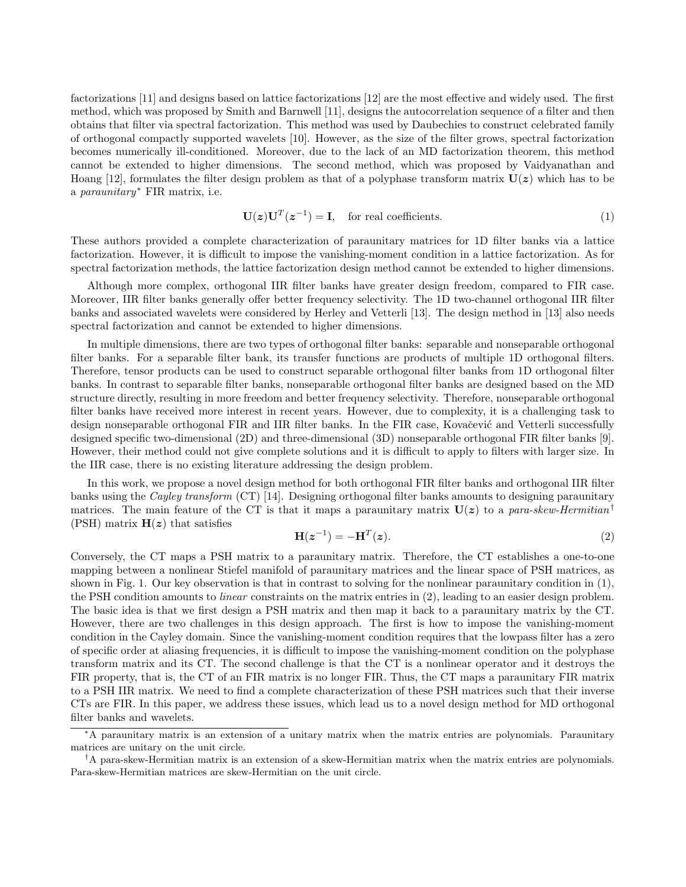factorizations [11] and designs based on lattice factorizations [12] are the most effective and widely used. The first method, which was proposed by Smith and Barnwell [11], designs the autocorrelation sequence of a filter and then obtains that filter via spectral factorization. This method was used by Daubechies to construct celebrated family of orthogonal compactly supported wavelets [10]. However, as the size of the filter grows, spectral factorization becomes numerically ill-conditioned. Moreover, due to the lack of an MD factorization theorem, this method cannot be extended to higher dimensions. The second method, which was proposed by Vaidyanathan and Hoang [12], formulates the filter design problem as that of a polyphase transform matrix $\mathbf{U}(\boldsymbol{z})$ which has to be a *paraunitary*[*] FIR matrix, i.e.

$$\mathbf{U}(\boldsymbol{z})\mathbf{U}^T(\boldsymbol{z}^{-1}) = \mathbf{I}, \quad \text{for real coefficients.} \tag{1}$$

These authors provided a complete characterization of paraunitary matrices for 1D filter banks via a lattice factorization. However, it is difficult to impose the vanishing-moment condition in a lattice factorization. As for spectral factorization methods, the lattice factorization design method cannot be extended to higher dimensions.

Although more complex, orthogonal IIR filter banks have greater design freedom, compared to FIR case. Moreover, IIR filter banks generally offer better frequency selectivity. The 1D two-channel orthogonal IIR filter banks and associated wavelets were considered by Herley and Vetterli [13]. The design method in [13] also needs spectral factorization and cannot be extended to higher dimensions.

In multiple dimensions, there are two types of orthogonal filter banks: separable and nonseparable orthogonal filter banks. For a separable filter bank, its transfer functions are products of multiple 1D orthogonal filters. Therefore, tensor products can be used to construct separable orthogonal filter banks from 1D orthogonal filter banks. In contrast to separable filter banks, nonseparable orthogonal filter banks are designed based on the MD structure directly, resulting in more freedom and better frequency selectivity. Therefore, nonseparable orthogonal filter banks have received more interest in recent years. However, due to complexity, it is a challenging task to design nonseparable orthogonal FIR and IIR filter banks. In the FIR case, Kovačević and Vetterli successfully designed specific two-dimensional (2D) and three-dimensional (3D) nonseparable orthogonal FIR filter banks [9]. However, their method could not give complete solutions and it is difficult to apply to filters with larger size. In the IIR case, there is no existing literature addressing the design problem.

In this work, we propose a novel design method for both orthogonal FIR filter banks and orthogonal IIR filter banks using the *Cayley transform* (CT) [14]. Designing orthogonal filter banks amounts to designing paraunitary matrices. The main feature of the CT is that it maps a paraunitary matrix $\mathbf{U}(\boldsymbol{z})$ to a *para-skew-Hermitian*[†] (PSH) matrix $\mathbf{H}(\boldsymbol{z})$ that satisfies

$$\mathbf{H}(\boldsymbol{z}^{-1}) = -\mathbf{H}^T(\boldsymbol{z}). \tag{2}$$

Conversely, the CT maps a PSH matrix to a paraunitary matrix. Therefore, the CT establishes a one-to-one mapping between a nonlinear Stiefel manifold of paraunitary matrices and the linear space of PSH matrices, as shown in Fig. 1. Our key observation is that in contrast to solving for the nonlinear paraunitary condition in (1), the PSH condition amounts to *linear* constraints on the matrix entries in (2), leading to an easier design problem. The basic idea is that we first design a PSH matrix and then map it back to a paraunitary matrix by the CT. However, there are two challenges in this design approach. The first is how to impose the vanishing-moment condition in the Cayley domain. Since the vanishing-moment condition requires that the lowpass filter has a zero of specific order at aliasing frequencies, it is difficult to impose the vanishing-moment condition on the polyphase transform matrix and its CT. The second challenge is that the CT is a nonlinear operator and it destroys the FIR property, that is, the CT of an FIR matrix is no longer FIR. Thus, the CT maps a paraunitary FIR matrix to a PSH IIR matrix. We need to find a complete characterization of these PSH matrices such that their inverse CTs are FIR. In this paper, we address these issues, which lead us to a novel design method for MD orthogonal filter banks and wavelets.

[*]A paraunitary matrix is an extension of a unitary matrix when the matrix entries are polynomials. Paraunitary matrices are unitary on the unit circle.

[†]A para-skew-Hermitian matrix is an extension of a skew-Hermitian matrix when the matrix entries are polynomials. Para-skew-Hermitian matrices are skew-Hermitian on the unit circle.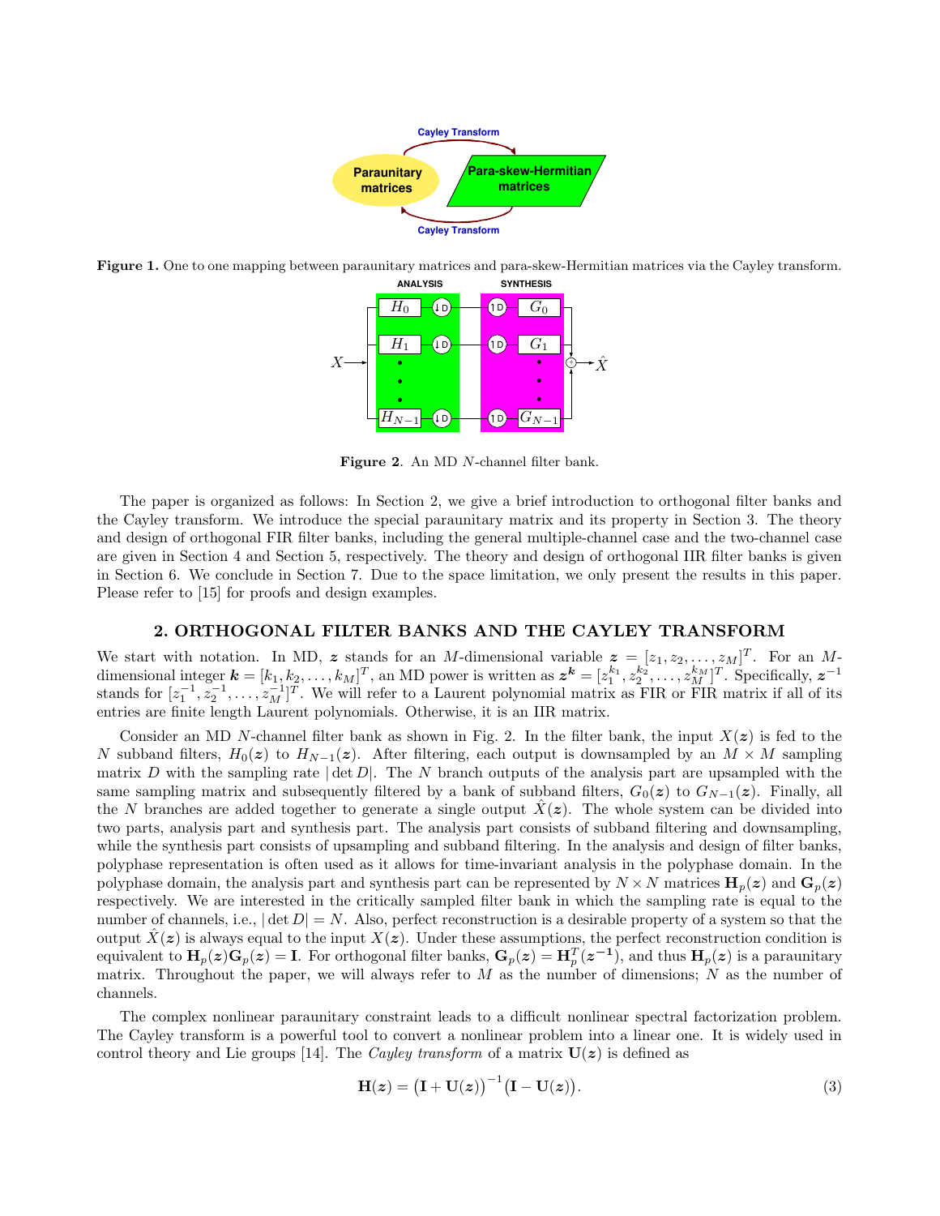**Figure 1.** One to one mapping between paraunitary matrices and para-skew-Hermitian matrices via the Cayley transform.

**Figure 2**. An MD $N$-channel filter bank.

The paper is organized as follows: In Section 2, we give a brief introduction to orthogonal filter banks and the Cayley transform. We introduce the special paraunitary matrix and its property in Section 3. The theory and design of orthogonal FIR filter banks, including the general multiple-channel case and the two-channel case are given in Section 4 and Section 5, respectively. The theory and design of orthogonal IIR filter banks is given in Section 6. We conclude in Section 7. Due to the space limitation, we only present the results in this paper. Please refer to [15] for proofs and design examples.

## 2. ORTHOGONAL FILTER BANKS AND THE CAYLEY TRANSFORM

We start with notation. In MD, $\boldsymbol{z}$ stands for an $M$-dimensional variable $\boldsymbol{z} = [z_1, z_2, \ldots, z_M]^T$. For an $M$-dimensional integer $\boldsymbol{k} = [k_1, k_2, \ldots, k_M]^T$, an MD power is written as $\boldsymbol{z}^{\boldsymbol{k}} = [z_1^{k_1}, z_2^{k_2}, \ldots, z_M^{k_M}]^T$. Specifically, $\boldsymbol{z}^{-1}$ stands for $[z_1^{-1}, z_2^{-1}, \ldots, z_M^{-1}]^T$. We will refer to a Laurent polynomial matrix as FIR or FIR matrix if all of its entries are finite length Laurent polynomials. Otherwise, it is an IIR matrix.

Consider an MD $N$-channel filter bank as shown in Fig. 2. In the filter bank, the input $X(\boldsymbol{z})$ is fed to the $N$ subband filters, $H_0(\boldsymbol{z})$ to $H_{N-1}(\boldsymbol{z})$. After filtering, each output is downsampled by an $M \times M$ sampling matrix $D$ with the sampling rate $|\det D|$. The $N$ branch outputs of the analysis part are upsampled with the same sampling matrix and subsequently filtered by a bank of subband filters, $G_0(\boldsymbol{z})$ to $G_{N-1}(\boldsymbol{z})$. Finally, all the $N$ branches are added together to generate a single output $\hat{X}(\boldsymbol{z})$. The whole system can be divided into two parts, analysis part and synthesis part. The analysis part consists of subband filtering and downsampling, while the synthesis part consists of upsampling and subband filtering. In the analysis and design of filter banks, polyphase representation is often used as it allows for time-invariant analysis in the polyphase domain. In the polyphase domain, the analysis part and synthesis part can be represented by $N \times N$ matrices $\mathbf{H}_p(\boldsymbol{z})$ and $\mathbf{G}_p(\boldsymbol{z})$ respectively. We are interested in the critically sampled filter bank in which the sampling rate is equal to the number of channels, i.e., $|\det D| = N$. Also, perfect reconstruction is a desirable property of a system so that the output $\hat{X}(\boldsymbol{z})$ is always equal to the input $X(\boldsymbol{z})$. Under these assumptions, the perfect reconstruction condition is equivalent to $\mathbf{H}_p(\boldsymbol{z})\mathbf{G}_p(\boldsymbol{z}) = \mathbf{I}$. For orthogonal filter banks, $\mathbf{G}_p(\boldsymbol{z}) = \mathbf{H}_p^T(\boldsymbol{z}^{-1})$, and thus $\mathbf{H}_p(\boldsymbol{z})$ is a paraunitary matrix. Throughout the paper, we will always refer to $M$ as the number of dimensions; $N$ as the number of channels.

The complex nonlinear paraunitary constraint leads to a difficult nonlinear spectral factorization problem. The Cayley transform is a powerful tool to convert a nonlinear problem into a linear one. It is widely used in control theory and Lie groups [14]. The *Cayley transform* of a matrix $\mathbf{U}(\boldsymbol{z})$ is defined as

$$\mathbf{H}(\boldsymbol{z}) = \big(\mathbf{I} + \mathbf{U}(\boldsymbol{z})\big)^{-1}\big(\mathbf{I} - \mathbf{U}(\boldsymbol{z})\big). \tag{3}$$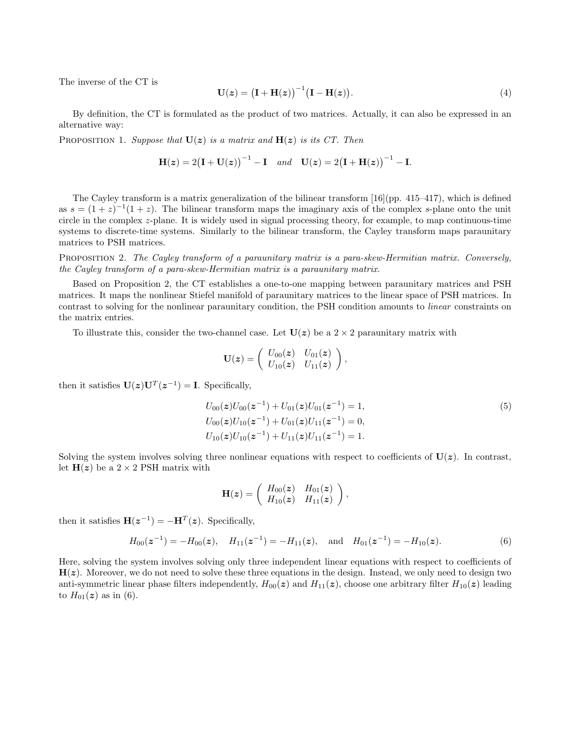The inverse of the CT is

$$\mathbf{U}(\boldsymbol{z}) = \big(\mathbf{I} + \mathbf{H}(\boldsymbol{z})\big)^{-1}\big(\mathbf{I} - \mathbf{H}(\boldsymbol{z})\big). \tag{4}$$

By definition, the CT is formulated as the product of two matrices. Actually, it can also be expressed in an alternative way:

PROPOSITION 1. *Suppose that $\mathbf{U}(\boldsymbol{z})$ is a matrix and $\mathbf{H}(\boldsymbol{z})$ is its CT. Then*

$$\mathbf{H}(\boldsymbol{z}) = 2\big(\mathbf{I} + \mathbf{U}(\boldsymbol{z})\big)^{-1} - \mathbf{I} \quad \textit{and} \quad \mathbf{U}(\boldsymbol{z}) = 2\big(\mathbf{I} + \mathbf{H}(\boldsymbol{z})\big)^{-1} - \mathbf{I}.$$

The Cayley transform is a matrix generalization of the bilinear transform [16](pp. 415–417), which is defined as $s = (1+z)^{-1}(1+z)$. The bilinear transform maps the imaginary axis of the complex $s$-plane onto the unit circle in the complex $z$-plane. It is widely used in signal processing theory, for example, to map continuous-time systems to discrete-time systems. Similarly to the bilinear transform, the Cayley transform maps paraunitary matrices to PSH matrices.

PROPOSITION 2. *The Cayley transform of a paraunitary matrix is a para-skew-Hermitian matrix. Conversely, the Cayley transform of a para-skew-Hermitian matrix is a paraunitary matrix.*

Based on Proposition 2, the CT establishes a one-to-one mapping between paraunitary matrices and PSH matrices. It maps the nonlinear Stiefel manifold of paraunitary matrices to the linear space of PSH matrices. In contrast to solving for the nonlinear paraunitary condition, the PSH condition amounts to *linear* constraints on the matrix entries.

To illustrate this, consider the two-channel case. Let $\mathbf{U}(\boldsymbol{z})$ be a $2 \times 2$ paraunitary matrix with

$$\mathbf{U}(\boldsymbol{z}) = \begin{pmatrix} U_{00}(\boldsymbol{z}) & U_{01}(\boldsymbol{z}) \\ U_{10}(\boldsymbol{z}) & U_{11}(\boldsymbol{z}) \end{pmatrix},$$

then it satisfies $\mathbf{U}(\boldsymbol{z})\mathbf{U}^T(\boldsymbol{z}^{-1}) = \mathbf{I}$. Specifically,

$$\begin{aligned} U_{00}(\boldsymbol{z})U_{00}(\boldsymbol{z}^{-1}) + U_{01}(\boldsymbol{z})U_{01}(\boldsymbol{z}^{-1}) &= 1, \\ U_{00}(\boldsymbol{z})U_{10}(\boldsymbol{z}^{-1}) + U_{01}(\boldsymbol{z})U_{11}(\boldsymbol{z}^{-1}) &= 0, \\ U_{10}(\boldsymbol{z})U_{10}(\boldsymbol{z}^{-1}) + U_{11}(\boldsymbol{z})U_{11}(\boldsymbol{z}^{-1}) &= 1. \end{aligned} \tag{5}$$

Solving the system involves solving three nonlinear equations with respect to coefficients of $\mathbf{U}(\boldsymbol{z})$. In contrast, let $\mathbf{H}(\boldsymbol{z})$ be a $2 \times 2$ PSH matrix with

$$\mathbf{H}(\boldsymbol{z}) = \begin{pmatrix} H_{00}(\boldsymbol{z}) & H_{01}(\boldsymbol{z}) \\ H_{10}(\boldsymbol{z}) & H_{11}(\boldsymbol{z}) \end{pmatrix},$$

then it satisfies $\mathbf{H}(\boldsymbol{z}^{-1}) = -\mathbf{H}^T(\boldsymbol{z})$. Specifically,

$$H_{00}(\boldsymbol{z}^{-1}) = -H_{00}(\boldsymbol{z}), \quad H_{11}(\boldsymbol{z}^{-1}) = -H_{11}(\boldsymbol{z}), \quad \text{and} \quad H_{01}(\boldsymbol{z}^{-1}) = -H_{10}(\boldsymbol{z}). \tag{6}$$

Here, solving the system involves solving only three independent linear equations with respect to coefficients of $\mathbf{H}(\boldsymbol{z})$. Moreover, we do not need to solve these three equations in the design. Instead, we only need to design two anti-symmetric linear phase filters independently, $H_{00}(\boldsymbol{z})$ and $H_{11}(\boldsymbol{z})$, choose one arbitrary filter $H_{10}(\boldsymbol{z})$ leading to $H_{01}(\boldsymbol{z})$ as in (6).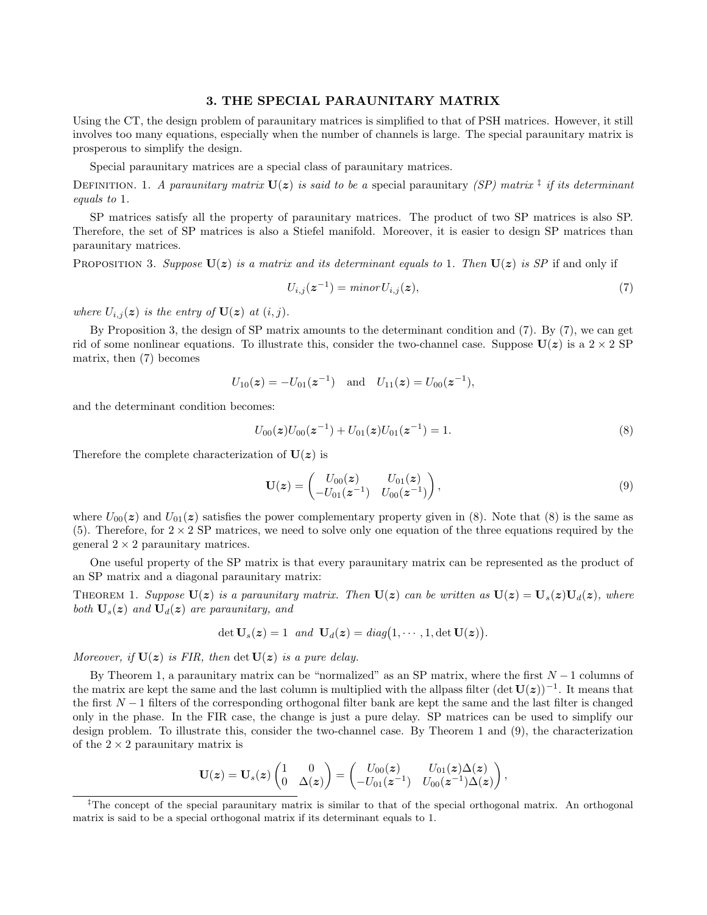## 3. THE SPECIAL PARAUNITARY MATRIX

Using the CT, the design problem of paraunitary matrices is simplified to that of PSH matrices. However, it still involves too many equations, especially when the number of channels is large. The special paraunitary matrix is prosperous to simplify the design.

Special paraunitary matrices are a special class of paraunitary matrices.

Definition. 1. *A paraunitary matrix $\mathbf{U}(\boldsymbol{z})$ is said to be a* special paraunitary *(SP) matrix* [‡] *if its determinant equals to* 1.

SP matrices satisfy all the property of paraunitary matrices. The product of two SP matrices is also SP. Therefore, the set of SP matrices is also a Stiefel manifold. Moreover, it is easier to design SP matrices than paraunitary matrices.

Proposition 3. *Suppose $\mathbf{U}(\boldsymbol{z})$ is a matrix and its determinant equals to* 1*. Then $\mathbf{U}(\boldsymbol{z})$ is SP* if and only if

$$U_{i,j}(\boldsymbol{z}^{-1}) = minor\, U_{i,j}(\boldsymbol{z}), \tag{7}$$

*where $U_{i,j}(\boldsymbol{z})$ is the entry of $\mathbf{U}(\boldsymbol{z})$ at $(i,j)$.*

By Proposition 3, the design of SP matrix amounts to the determinant condition and (7). By (7), we can get rid of some nonlinear equations. To illustrate this, consider the two-channel case. Suppose $\mathbf{U}(\boldsymbol{z})$ is a $2 \times 2$ SP matrix, then (7) becomes

$$U_{10}(\boldsymbol{z}) = -U_{01}(\boldsymbol{z}^{-1}) \quad \text{and} \quad U_{11}(\boldsymbol{z}) = U_{00}(\boldsymbol{z}^{-1}),$$

and the determinant condition becomes:

$$U_{00}(\boldsymbol{z})U_{00}(\boldsymbol{z}^{-1}) + U_{01}(\boldsymbol{z})U_{01}(\boldsymbol{z}^{-1}) = 1. \tag{8}$$

Therefore the complete characterization of $\mathbf{U}(\boldsymbol{z})$ is

$$\mathbf{U}(\boldsymbol{z}) = \begin{pmatrix} U_{00}(\boldsymbol{z}) & U_{01}(\boldsymbol{z}) \\ -U_{01}(\boldsymbol{z}^{-1}) & U_{00}(\boldsymbol{z}^{-1}) \end{pmatrix}, \tag{9}$$

where $U_{00}(\boldsymbol{z})$ and $U_{01}(\boldsymbol{z})$ satisfies the power complementary property given in (8). Note that (8) is the same as (5). Therefore, for $2 \times 2$ SP matrices, we need to solve only one equation of the three equations required by the general $2 \times 2$ paraunitary matrices.

One useful property of the SP matrix is that every paraunitary matrix can be represented as the product of an SP matrix and a diagonal paraunitary matrix:

Theorem 1. *Suppose $\mathbf{U}(\boldsymbol{z})$ is a paraunitary matrix. Then $\mathbf{U}(\boldsymbol{z})$ can be written as $\mathbf{U}(\boldsymbol{z}) = \mathbf{U}_s(\boldsymbol{z})\mathbf{U}_d(\boldsymbol{z})$, where both $\mathbf{U}_s(\boldsymbol{z})$ and $\mathbf{U}_d(\boldsymbol{z})$ are paraunitary, and*

$$\det \mathbf{U}_s(\boldsymbol{z}) = 1 \;\; \text{and} \;\; \mathbf{U}_d(\boldsymbol{z}) = diag\big(1, \cdots, 1, \det \mathbf{U}(\boldsymbol{z})\big).$$

*Moreover, if $\mathbf{U}(\boldsymbol{z})$ is FIR, then $\det \mathbf{U}(\boldsymbol{z})$ is a pure delay.*

By Theorem 1, a paraunitary matrix can be "normalized" as an SP matrix, where the first $N-1$ columns of the matrix are kept the same and the last column is multiplied with the allpass filter $(\det \mathbf{U}(\boldsymbol{z}))^{-1}$. It means that the first $N-1$ filters of the corresponding orthogonal filter bank are kept the same and the last filter is changed only in the phase. In the FIR case, the change is just a pure delay. SP matrices can be used to simplify our design problem. To illustrate this, consider the two-channel case. By Theorem 1 and (9), the characterization of the $2 \times 2$ paraunitary matrix is

$$\mathbf{U}(\boldsymbol{z}) = \mathbf{U}_s(\boldsymbol{z}) \begin{pmatrix} 1 & 0 \\ 0 & \Delta(\boldsymbol{z}) \end{pmatrix} = \begin{pmatrix} U_{00}(\boldsymbol{z}) & U_{01}(\boldsymbol{z})\Delta(\boldsymbol{z}) \\ -U_{01}(\boldsymbol{z}^{-1}) & U_{00}(\boldsymbol{z}^{-1})\Delta(\boldsymbol{z}) \end{pmatrix},$$

[‡] The concept of the special paraunitary matrix is similar to that of the special orthogonal matrix. An orthogonal matrix is said to be a special orthogonal matrix if its determinant equals to 1.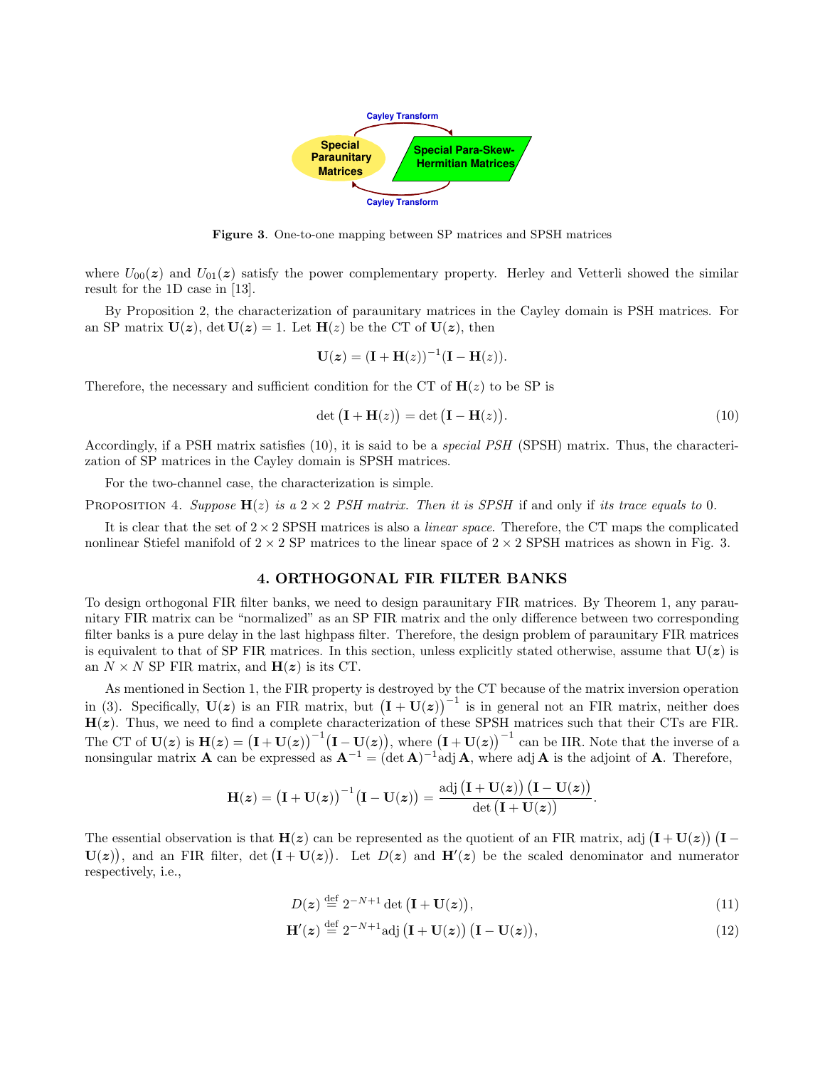Figure 3. One-to-one mapping between SP matrices and SPSH matrices

where $U_{00}(\boldsymbol{z})$ and $U_{01}(\boldsymbol{z})$ satisfy the power complementary property. Herley and Vetterli showed the similar result for the 1D case in [13].

By Proposition 2, the characterization of paraunitary matrices in the Cayley domain is PSH matrices. For an SP matrix $\mathbf{U}(\boldsymbol{z})$, $\det \mathbf{U}(\boldsymbol{z}) = 1$. Let $\mathbf{H}(z)$ be the CT of $\mathbf{U}(\boldsymbol{z})$, then

$$\mathbf{U}(\boldsymbol{z}) = (\mathbf{I} + \mathbf{H}(z))^{-1}(\mathbf{I} - \mathbf{H}(z)).$$

Therefore, the necessary and sufficient condition for the CT of $\mathbf{H}(z)$ to be SP is

$$\det\big(\mathbf{I} + \mathbf{H}(z)\big) = \det\big(\mathbf{I} - \mathbf{H}(z)\big). \tag{10}$$

Accordingly, if a PSH matrix satisfies (10), it is said to be a *special PSH* (SPSH) matrix. Thus, the characterization of SP matrices in the Cayley domain is SPSH matrices.

For the two-channel case, the characterization is simple.

Proposition 4. *Suppose $\mathbf{H}(z)$ is a $2 \times 2$ PSH matrix. Then it is SPSH* if and only if *its trace equals to* 0*.*

It is clear that the set of $2 \times 2$ SPSH matrices is also a *linear space*. Therefore, the CT maps the complicated nonlinear Stiefel manifold of $2 \times 2$ SP matrices to the linear space of $2 \times 2$ SPSH matrices as shown in Fig. 3.

## 4. ORTHOGONAL FIR FILTER BANKS

To design orthogonal FIR filter banks, we need to design paraunitary FIR matrices. By Theorem 1, any paraunitary FIR matrix can be "normalized" as an SP FIR matrix and the only difference between two corresponding filter banks is a pure delay in the last highpass filter. Therefore, the design problem of paraunitary FIR matrices is equivalent to that of SP FIR matrices. In this section, unless explicitly stated otherwise, assume that $\mathbf{U}(\boldsymbol{z})$ is an $N \times N$ SP FIR matrix, and $\mathbf{H}(\boldsymbol{z})$ is its CT.

As mentioned in Section 1, the FIR property is destroyed by the CT because of the matrix inversion operation in (3). Specifically, $\mathbf{U}(\boldsymbol{z})$ is an FIR matrix, but $\big(\mathbf{I} + \mathbf{U}(\boldsymbol{z})\big)^{-1}$ is in general not an FIR matrix, neither does $\mathbf{H}(\boldsymbol{z})$. Thus, we need to find a complete characterization of these SPSH matrices such that their CTs are FIR. The CT of $\mathbf{U}(\boldsymbol{z})$ is $\mathbf{H}(\boldsymbol{z}) = \big(\mathbf{I} + \mathbf{U}(\boldsymbol{z})\big)^{-1}\big(\mathbf{I} - \mathbf{U}(\boldsymbol{z})\big)$, where $\big(\mathbf{I} + \mathbf{U}(\boldsymbol{z})\big)^{-1}$ can be IIR. Note that the inverse of a nonsingular matrix $\mathbf{A}$ can be expressed as $\mathbf{A}^{-1} = (\det \mathbf{A})^{-1} \operatorname{adj} \mathbf{A}$, where $\operatorname{adj} \mathbf{A}$ is the adjoint of $\mathbf{A}$. Therefore,

$$\mathbf{H}(\boldsymbol{z}) = \big(\mathbf{I} + \mathbf{U}(\boldsymbol{z})\big)^{-1}\big(\mathbf{I} - \mathbf{U}(\boldsymbol{z})\big) = \frac{\operatorname{adj}\big(\mathbf{I} + \mathbf{U}(\boldsymbol{z})\big)\big(\mathbf{I} - \mathbf{U}(\boldsymbol{z})\big)}{\det\big(\mathbf{I} + \mathbf{U}(\boldsymbol{z})\big)}.$$

The essential observation is that $\mathbf{H}(\boldsymbol{z})$ can be represented as the quotient of an FIR matrix, $\operatorname{adj}\big(\mathbf{I} + \mathbf{U}(\boldsymbol{z})\big)\big(\mathbf{I} - \mathbf{U}(\boldsymbol{z})\big)$, and an FIR filter, $\det\big(\mathbf{I} + \mathbf{U}(\boldsymbol{z})\big)$. Let $D(\boldsymbol{z})$ and $\mathbf{H}'(\boldsymbol{z})$ be the scaled denominator and numerator respectively, i.e.,

$$D(\boldsymbol{z}) \overset{\text{def}}{=} 2^{-N+1} \det\big(\mathbf{I} + \mathbf{U}(\boldsymbol{z})\big), \tag{11}$$

$$\mathbf{H}'(\boldsymbol{z}) \overset{\text{def}}{=} 2^{-N+1} \operatorname{adj}\big(\mathbf{I} + \mathbf{U}(\boldsymbol{z})\big)\big(\mathbf{I} - \mathbf{U}(\boldsymbol{z})\big), \tag{12}$$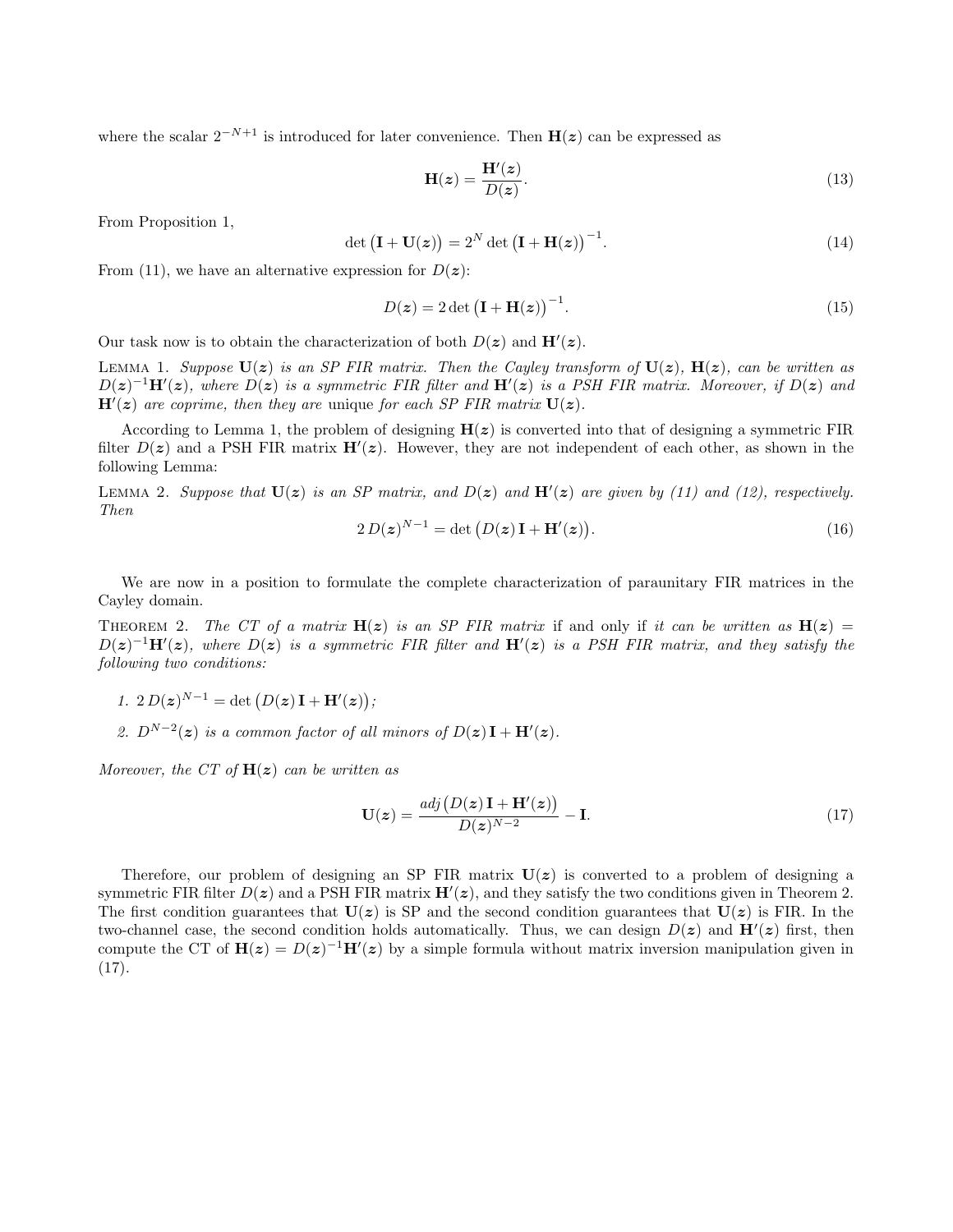where the scalar $2^{-N+1}$ is introduced for later convenience. Then $\mathbf{H}(\boldsymbol{z})$ can be expressed as

$$\mathbf{H}(\boldsymbol{z}) = \frac{\mathbf{H}'(\boldsymbol{z})}{D(\boldsymbol{z})}. \tag{13}$$

From Proposition 1,

$$\det\big(\mathbf{I} + \mathbf{U}(\boldsymbol{z})\big) = 2^N \det\big(\mathbf{I} + \mathbf{H}(\boldsymbol{z})\big)^{-1}. \tag{14}$$

From (11), we have an alternative expression for $D(\boldsymbol{z})$:

$$D(\boldsymbol{z}) = 2 \det\big(\mathbf{I} + \mathbf{H}(\boldsymbol{z})\big)^{-1}. \tag{15}$$

Our task now is to obtain the characterization of both $D(\boldsymbol{z})$ and $\mathbf{H}'(\boldsymbol{z})$.

Lemma 1. *Suppose $\mathbf{U}(\boldsymbol{z})$ is an SP FIR matrix. Then the Cayley transform of $\mathbf{U}(\boldsymbol{z})$, $\mathbf{H}(\boldsymbol{z})$, can be written as $D(\boldsymbol{z})^{-1}\mathbf{H}'(\boldsymbol{z})$, where $D(\boldsymbol{z})$ is a symmetric FIR filter and $\mathbf{H}'(\boldsymbol{z})$ is a PSH FIR matrix. Moreover, if $D(\boldsymbol{z})$ and $\mathbf{H}'(\boldsymbol{z})$ are coprime, then they are* unique *for each SP FIR matrix $\mathbf{U}(\boldsymbol{z})$.*

According to Lemma 1, the problem of designing $\mathbf{H}(\boldsymbol{z})$ is converted into that of designing a symmetric FIR filter $D(\boldsymbol{z})$ and a PSH FIR matrix $\mathbf{H}'(\boldsymbol{z})$. However, they are not independent of each other, as shown in the following Lemma:

Lemma 2. *Suppose that $\mathbf{U}(\boldsymbol{z})$ is an SP matrix, and $D(\boldsymbol{z})$ and $\mathbf{H}'(\boldsymbol{z})$ are given by (11) and (12), respectively. Then*

$$2\, D(\boldsymbol{z})^{N-1} = \det\big(D(\boldsymbol{z})\,\mathbf{I} + \mathbf{H}'(\boldsymbol{z})\big). \tag{16}$$

We are now in a position to formulate the complete characterization of paraunitary FIR matrices in the Cayley domain.

Theorem 2. *The CT of a matrix $\mathbf{H}(\boldsymbol{z})$ is an SP FIR matrix* if and only if *it can be written as $\mathbf{H}(\boldsymbol{z}) = D(\boldsymbol{z})^{-1}\mathbf{H}'(\boldsymbol{z})$, where $D(\boldsymbol{z})$ is a symmetric FIR filter and $\mathbf{H}'(\boldsymbol{z})$ is a PSH FIR matrix, and they satisfy the following two conditions:*

1. *$2\, D(\boldsymbol{z})^{N-1} = \det\big(D(\boldsymbol{z})\,\mathbf{I} + \mathbf{H}'(\boldsymbol{z})\big)$;*
2. *$D^{N-2}(\boldsymbol{z})$ is a common factor of all minors of $D(\boldsymbol{z})\,\mathbf{I} + \mathbf{H}'(\boldsymbol{z})$.*

*Moreover, the CT of $\mathbf{H}(\boldsymbol{z})$ can be written as*

$$\mathbf{U}(\boldsymbol{z}) = \frac{adj\big(D(\boldsymbol{z})\,\mathbf{I} + \mathbf{H}'(\boldsymbol{z})\big)}{D(\boldsymbol{z})^{N-2}} - \mathbf{I}. \tag{17}$$

Therefore, our problem of designing an SP FIR matrix $\mathbf{U}(\boldsymbol{z})$ is converted to a problem of designing a symmetric FIR filter $D(\boldsymbol{z})$ and a PSH FIR matrix $\mathbf{H}'(\boldsymbol{z})$, and they satisfy the two conditions given in Theorem 2. The first condition guarantees that $\mathbf{U}(\boldsymbol{z})$ is SP and the second condition guarantees that $\mathbf{U}(\boldsymbol{z})$ is FIR. In the two-channel case, the second condition holds automatically. Thus, we can design $D(\boldsymbol{z})$ and $\mathbf{H}'(\boldsymbol{z})$ first, then compute the CT of $\mathbf{H}(\boldsymbol{z}) = D(\boldsymbol{z})^{-1}\mathbf{H}'(\boldsymbol{z})$ by a simple formula without matrix inversion manipulation given in (17).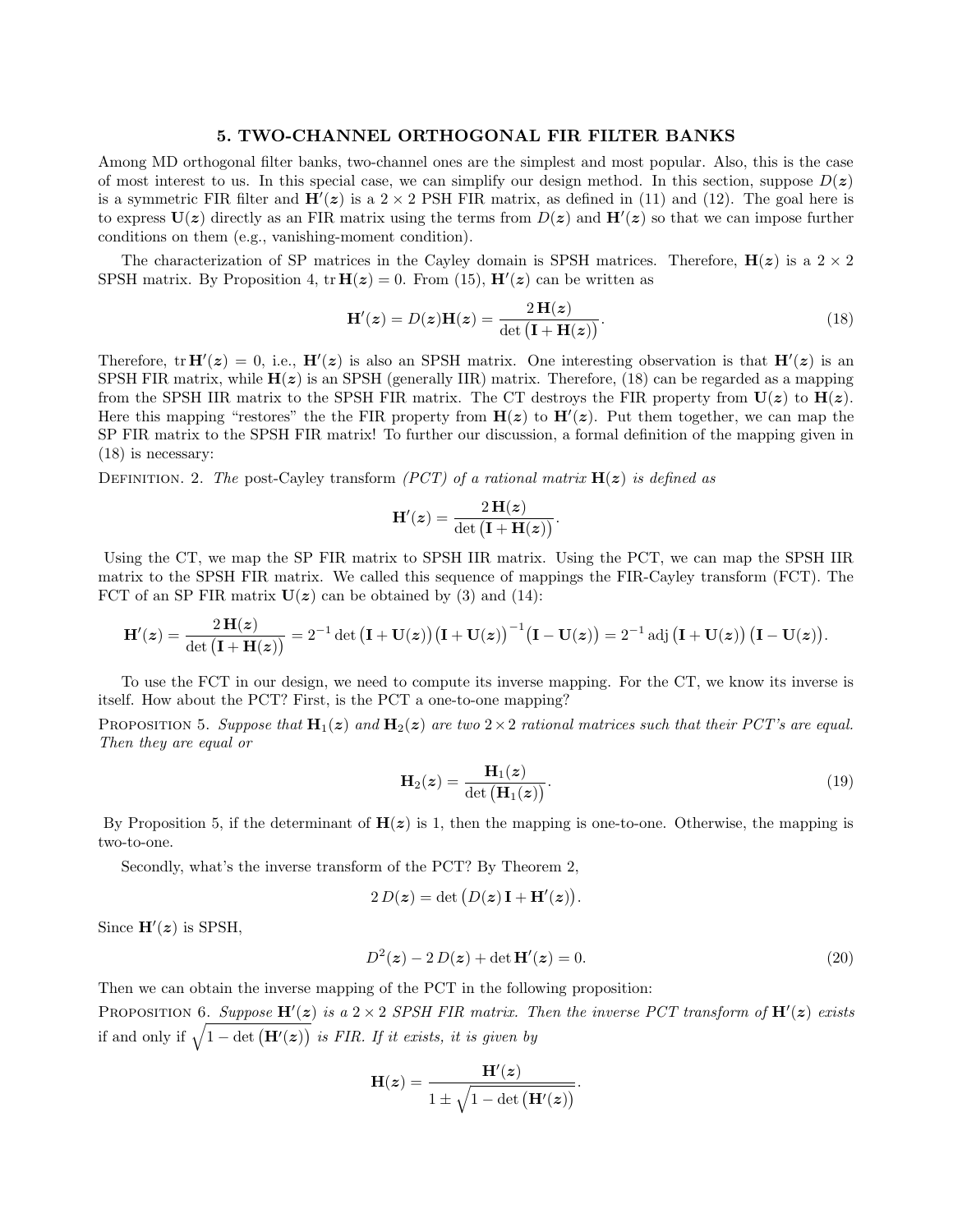## 5. TWO-CHANNEL ORTHOGONAL FIR FILTER BANKS

Among MD orthogonal filter banks, two-channel ones are the simplest and most popular. Also, this is the case of most interest to us. In this special case, we can simplify our design method. In this section, suppose $D(\boldsymbol{z})$ is a symmetric FIR filter and $\mathbf{H}'(\boldsymbol{z})$ is a $2 \times 2$ PSH FIR matrix, as defined in (11) and (12). The goal here is to express $\mathbf{U}(\boldsymbol{z})$ directly as an FIR matrix using the terms from $D(\boldsymbol{z})$ and $\mathbf{H}'(\boldsymbol{z})$ so that we can impose further conditions on them (e.g., vanishing-moment condition).

The characterization of SP matrices in the Cayley domain is SPSH matrices. Therefore, $\mathbf{H}(\boldsymbol{z})$ is a $2 \times 2$ SPSH matrix. By Proposition 4, $\operatorname{tr}\mathbf{H}(\boldsymbol{z}) = 0$. From (15), $\mathbf{H}'(\boldsymbol{z})$ can be written as

$$\mathbf{H}'(\boldsymbol{z}) = D(\boldsymbol{z})\mathbf{H}(\boldsymbol{z}) = \frac{2\,\mathbf{H}(\boldsymbol{z})}{\det\big(\mathbf{I} + \mathbf{H}(\boldsymbol{z})\big)}. \tag{18}$$

Therefore, $\operatorname{tr}\mathbf{H}'(\boldsymbol{z}) = 0$, i.e., $\mathbf{H}'(\boldsymbol{z})$ is also an SPSH matrix. One interesting observation is that $\mathbf{H}'(\boldsymbol{z})$ is an SPSH FIR matrix, while $\mathbf{H}(\boldsymbol{z})$ is an SPSH (generally IIR) matrix. Therefore, (18) can be regarded as a mapping from the SPSH IIR matrix to the SPSH FIR matrix. The CT destroys the FIR property from $\mathbf{U}(\boldsymbol{z})$ to $\mathbf{H}(\boldsymbol{z})$. Here this mapping "restores" the the FIR property from $\mathbf{H}(\boldsymbol{z})$ to $\mathbf{H}'(\boldsymbol{z})$. Put them together, we can map the SP FIR matrix to the SPSH FIR matrix! To further our discussion, a formal definition of the mapping given in (18) is necessary:

Definition. 2. *The* post-Cayley transform *(PCT) of a rational matrix* $\mathbf{H}(\boldsymbol{z})$ *is defined as*

$$\mathbf{H}'(\boldsymbol{z}) = \frac{2\,\mathbf{H}(\boldsymbol{z})}{\det\big(\mathbf{I} + \mathbf{H}(\boldsymbol{z})\big)}.$$

Using the CT, we map the SP FIR matrix to SPSH IIR matrix. Using the PCT, we can map the SPSH IIR matrix to the SPSH FIR matrix. We called this sequence of mappings the FIR-Cayley transform (FCT). The FCT of an SP FIR matrix $\mathbf{U}(\boldsymbol{z})$ can be obtained by (3) and (14):

$$\mathbf{H}'(\boldsymbol{z}) = \frac{2\,\mathbf{H}(\boldsymbol{z})}{\det\big(\mathbf{I} + \mathbf{H}(\boldsymbol{z})\big)} = 2^{-1}\det\big(\mathbf{I} + \mathbf{U}(\boldsymbol{z})\big)\big(\mathbf{I} + \mathbf{U}(\boldsymbol{z})\big)^{-1}\big(\mathbf{I} - \mathbf{U}(\boldsymbol{z})\big) = 2^{-1}\operatorname{adj}\big(\mathbf{I} + \mathbf{U}(\boldsymbol{z})\big)\big(\mathbf{I} - \mathbf{U}(\boldsymbol{z})\big).$$

To use the FCT in our design, we need to compute its inverse mapping. For the CT, we know its inverse is itself. How about the PCT? First, is the PCT a one-to-one mapping?

Proposition 5. *Suppose that* $\mathbf{H}_1(\boldsymbol{z})$ *and* $\mathbf{H}_2(\boldsymbol{z})$ *are two* $2\times 2$ *rational matrices such that their PCT's are equal. Then they are equal or*

$$\mathbf{H}_2(\boldsymbol{z}) = \frac{\mathbf{H}_1(\boldsymbol{z})}{\det\big(\mathbf{H}_1(\boldsymbol{z})\big)}. \tag{19}$$

By Proposition 5, if the determinant of $\mathbf{H}(\boldsymbol{z})$ is 1, then the mapping is one-to-one. Otherwise, the mapping is two-to-one.

Secondly, what's the inverse transform of the PCT? By Theorem 2,

$$2\,D(\boldsymbol{z}) = \det\big(D(\boldsymbol{z})\,\mathbf{I} + \mathbf{H}'(\boldsymbol{z})\big).$$

Since $\mathbf{H}'(\boldsymbol{z})$ is SPSH,

$$D^2(\boldsymbol{z}) - 2\,D(\boldsymbol{z}) + \det\mathbf{H}'(\boldsymbol{z}) = 0. \tag{20}$$

Then we can obtain the inverse mapping of the PCT in the following proposition:

Proposition 6. *Suppose* $\mathbf{H}'(\boldsymbol{z})$ *is a* $2\times 2$ *SPSH FIR matrix. Then the inverse PCT transform of* $\mathbf{H}'(\boldsymbol{z})$ *exists if and only if* $\sqrt{1 - \det\big(\mathbf{H}'(\boldsymbol{z})\big)}$ *is FIR. If it exists, it is given by*

$$\mathbf{H}(\boldsymbol{z}) = \frac{\mathbf{H}'(\boldsymbol{z})}{1 \pm \sqrt{1 - \det\big(\mathbf{H}'(\boldsymbol{z})\big)}}.$$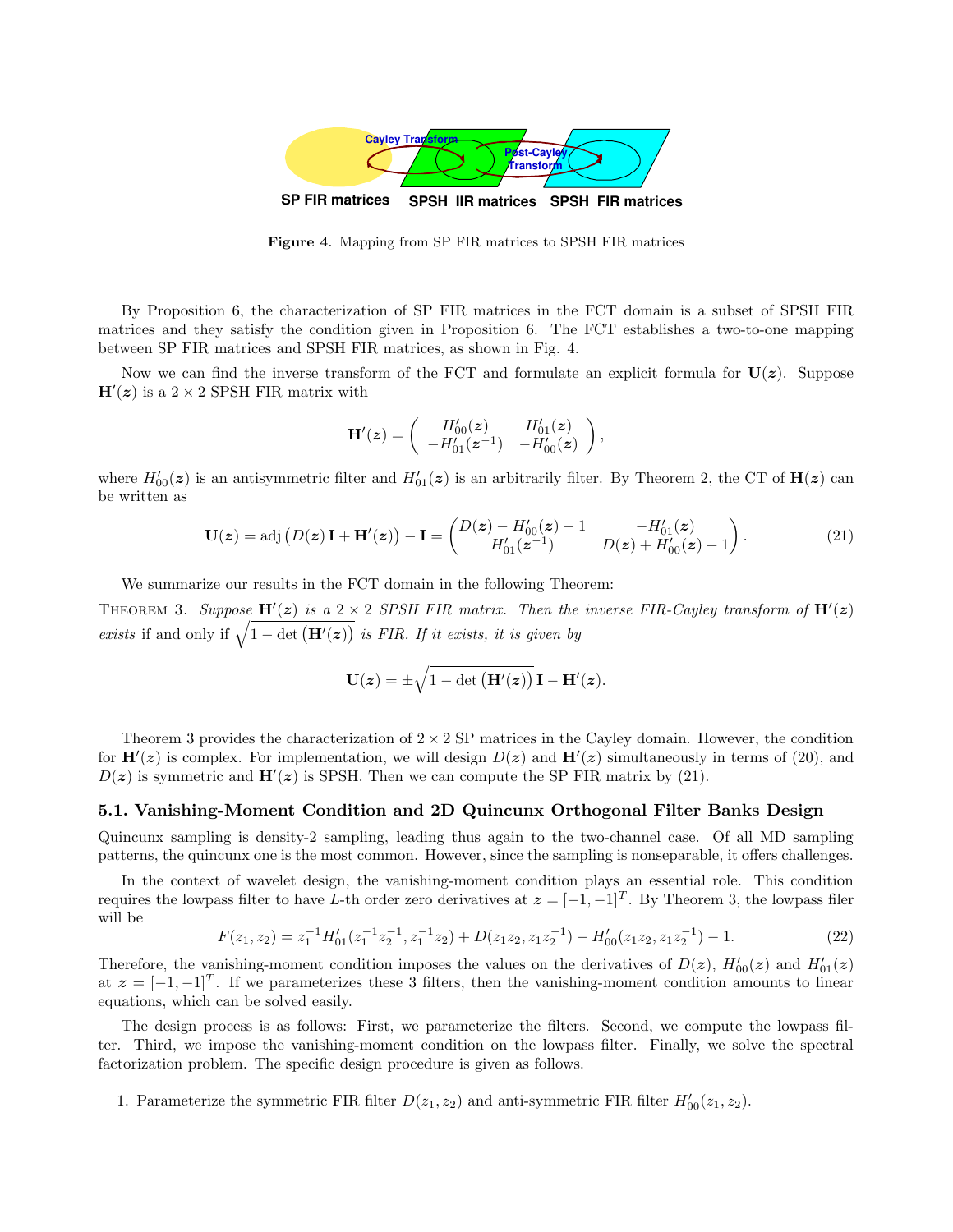**Figure 4**. Mapping from SP FIR matrices to SPSH FIR matrices

By Proposition 6, the characterization of SP FIR matrices in the FCT domain is a subset of SPSH FIR matrices and they satisfy the condition given in Proposition 6. The FCT establishes a two-to-one mapping between SP FIR matrices and SPSH FIR matrices, as shown in Fig. 4.

Now we can find the inverse transform of the FCT and formulate an explicit formula for $\mathbf{U}(\boldsymbol{z})$. Suppose $\mathbf{H}'(\boldsymbol{z})$ is a $2\times 2$ SPSH FIR matrix with

$$\mathbf{H}'(\boldsymbol{z}) = \begin{pmatrix} H'_{00}(\boldsymbol{z}) & H'_{01}(\boldsymbol{z}) \\ -H'_{01}(\boldsymbol{z}^{-1}) & -H'_{00}(\boldsymbol{z}) \end{pmatrix},$$

where $H'_{00}(\boldsymbol{z})$ is an antisymmetric filter and $H'_{01}(\boldsymbol{z})$ is an arbitrarily filter. By Theorem 2, the CT of $\mathbf{H}(\boldsymbol{z})$ can be written as

$$\mathbf{U}(\boldsymbol{z}) = \operatorname{adj}\left(D(\boldsymbol{z})\,\mathbf{I} + \mathbf{H}'(\boldsymbol{z})\right) - \mathbf{I} = \begin{pmatrix} D(\boldsymbol{z}) - H'_{00}(\boldsymbol{z}) - 1 & -H'_{01}(\boldsymbol{z}) \\ H'_{01}(\boldsymbol{z}^{-1}) & D(\boldsymbol{z}) + H'_{00}(\boldsymbol{z}) - 1 \end{pmatrix}. \tag{21}$$

We summarize our results in the FCT domain in the following Theorem:

THEOREM 3. *Suppose $\mathbf{H}'(\boldsymbol{z})$ is a $2\times 2$ SPSH FIR matrix. Then the inverse FIR-Cayley transform of $\mathbf{H}'(\boldsymbol{z})$ exists* if and only if $\sqrt{1-\det\left(\mathbf{H}'(\boldsymbol{z})\right)}$ *is FIR. If it exists, it is given by*

$$\mathbf{U}(\boldsymbol{z}) = \pm\sqrt{1-\det\left(\mathbf{H}'(\boldsymbol{z})\right)}\,\mathbf{I} - \mathbf{H}'(\boldsymbol{z}).$$

Theorem 3 provides the characterization of $2\times 2$ SP matrices in the Cayley domain. However, the condition for $\mathbf{H}'(\boldsymbol{z})$ is complex. For implementation, we will design $D(\boldsymbol{z})$ and $\mathbf{H}'(\boldsymbol{z})$ simultaneously in terms of (20), and $D(\boldsymbol{z})$ is symmetric and $\mathbf{H}'(\boldsymbol{z})$ is SPSH. Then we can compute the SP FIR matrix by (21).

### 5.1. Vanishing-Moment Condition and 2D Quincunx Orthogonal Filter Banks Design

Quincunx sampling is density-2 sampling, leading thus again to the two-channel case. Of all MD sampling patterns, the quincunx one is the most common. However, since the sampling is nonseparable, it offers challenges.

In the context of wavelet design, the vanishing-moment condition plays an essential role. This condition requires the lowpass filter to have $L$-th order zero derivatives at $\boldsymbol{z} = [-1,-1]^T$. By Theorem 3, the lowpass filer will be

$$F(z_1,z_2) = z_1^{-1}H'_{01}(z_1^{-1}z_2^{-1}, z_1^{-1}z_2) + D(z_1z_2, z_1z_2^{-1}) - H'_{00}(z_1z_2, z_1z_2^{-1}) - 1. \tag{22}$$

Therefore, the vanishing-moment condition imposes the values on the derivatives of $D(\boldsymbol{z})$, $H'_{00}(\boldsymbol{z})$ and $H'_{01}(\boldsymbol{z})$ at $\boldsymbol{z} = [-1,-1]^T$. If we parameterizes these 3 filters, then the vanishing-moment condition amounts to linear equations, which can be solved easily.

The design process is as follows: First, we parameterize the filters. Second, we compute the lowpass filter. Third, we impose the vanishing-moment condition on the lowpass filter. Finally, we solve the spectral factorization problem. The specific design procedure is given as follows.

1. Parameterize the symmetric FIR filter $D(z_1,z_2)$ and anti-symmetric FIR filter $H'_{00}(z_1,z_2)$.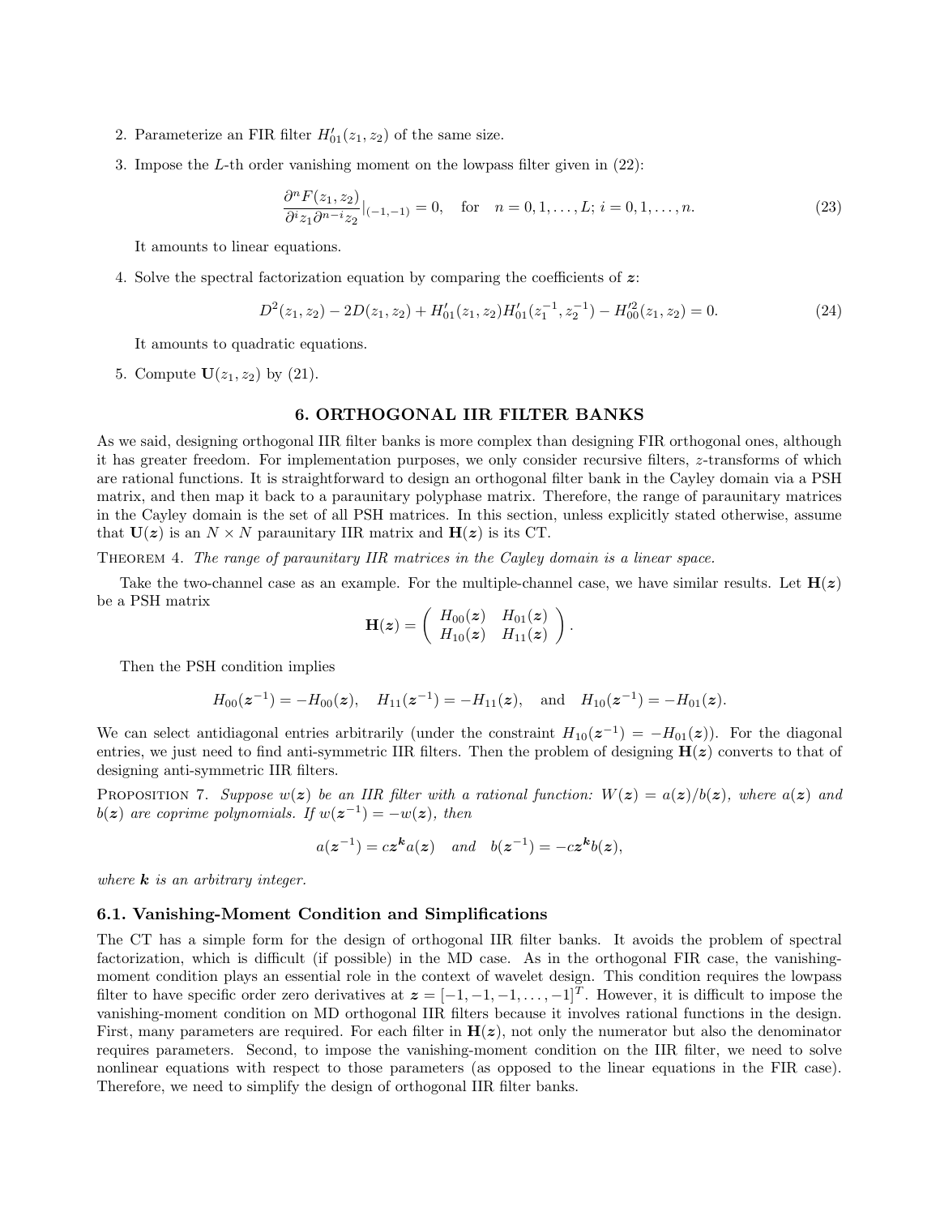2. Parameterize an FIR filter $H'_{01}(z_1, z_2)$ of the same size.

3. Impose the $L$-th order vanishing moment on the lowpass filter given in (22):

$$\frac{\partial^n F(z_1, z_2)}{\partial^i z_1 \partial^{n-i} z_2}|_{(-1,-1)} = 0, \quad \text{for} \quad n = 0, 1, \ldots, L;\, i = 0, 1, \ldots, n. \tag{23}$$

   It amounts to linear equations.

4. Solve the spectral factorization equation by comparing the coefficients of $\boldsymbol{z}$:

$$D^2(z_1, z_2) - 2D(z_1, z_2) + H'_{01}(z_1, z_2) H'_{01}(z_1^{-1}, z_2^{-1}) - H'^2_{00}(z_1, z_2) = 0. \tag{24}$$

   It amounts to quadratic equations.

5. Compute $\mathbf{U}(z_1, z_2)$ by (21).

## 6. ORTHOGONAL IIR FILTER BANKS

As we said, designing orthogonal IIR filter banks is more complex than designing FIR orthogonal ones, although it has greater freedom. For implementation purposes, we only consider recursive filters, $z$-transforms of which are rational functions. It is straightforward to design an orthogonal filter bank in the Cayley domain via a PSH matrix, and then map it back to a paraunitary polyphase matrix. Therefore, the range of paraunitary matrices in the Cayley domain is the set of all PSH matrices. In this section, unless explicitly stated otherwise, assume that $\mathbf{U}(\boldsymbol{z})$ is an $N \times N$ paraunitary IIR matrix and $\mathbf{H}(\boldsymbol{z})$ is its CT.

Theorem 4. *The range of paraunitary IIR matrices in the Cayley domain is a linear space.*

Take the two-channel case as an example. For the multiple-channel case, we have similar results. Let $\mathbf{H}(\boldsymbol{z})$ be a PSH matrix

$$\mathbf{H}(\boldsymbol{z}) = \begin{pmatrix} H_{00}(\boldsymbol{z}) & H_{01}(\boldsymbol{z}) \\ H_{10}(\boldsymbol{z}) & H_{11}(\boldsymbol{z}) \end{pmatrix}.$$

Then the PSH condition implies

$$H_{00}(\boldsymbol{z}^{-1}) = -H_{00}(\boldsymbol{z}), \quad H_{11}(\boldsymbol{z}^{-1}) = -H_{11}(\boldsymbol{z}), \quad \text{and} \quad H_{10}(\boldsymbol{z}^{-1}) = -H_{01}(\boldsymbol{z}).$$

We can select antidiagonal entries arbitrarily (under the constraint $H_{10}(\boldsymbol{z}^{-1}) = -H_{01}(\boldsymbol{z})$). For the diagonal entries, we just need to find anti-symmetric IIR filters. Then the problem of designing $\mathbf{H}(\boldsymbol{z})$ converts to that of designing anti-symmetric IIR filters.

Proposition 7. *Suppose $w(\boldsymbol{z})$ be an IIR filter with a rational function: $W(\boldsymbol{z}) = a(\boldsymbol{z})/b(\boldsymbol{z})$, where $a(\boldsymbol{z})$ and $b(\boldsymbol{z})$ are coprime polynomials. If $w(\boldsymbol{z}^{-1}) = -w(\boldsymbol{z})$, then*

$$a(\boldsymbol{z}^{-1}) = c\boldsymbol{z}^{\boldsymbol{k}} a(\boldsymbol{z}) \quad \text{and} \quad b(\boldsymbol{z}^{-1}) = -c\boldsymbol{z}^{\boldsymbol{k}} b(\boldsymbol{z}),$$

*where $\boldsymbol{k}$ is an arbitrary integer.*

### 6.1. Vanishing-Moment Condition and Simplifications

The CT has a simple form for the design of orthogonal IIR filter banks. It avoids the problem of spectral factorization, which is difficult (if possible) in the MD case. As in the orthogonal FIR case, the vanishing-moment condition plays an essential role in the context of wavelet design. This condition requires the lowpass filter to have specific order zero derivatives at $\boldsymbol{z} = [-1, -1, -1, \ldots, -1]^T$. However, it is difficult to impose the vanishing-moment condition on MD orthogonal IIR filters because it involves rational functions in the design. First, many parameters are required. For each filter in $\mathbf{H}(\boldsymbol{z})$, not only the numerator but also the denominator requires parameters. Second, to impose the vanishing-moment condition on the IIR filter, we need to solve nonlinear equations with respect to those parameters (as opposed to the linear equations in the FIR case). Therefore, we need to simplify the design of orthogonal IIR filter banks.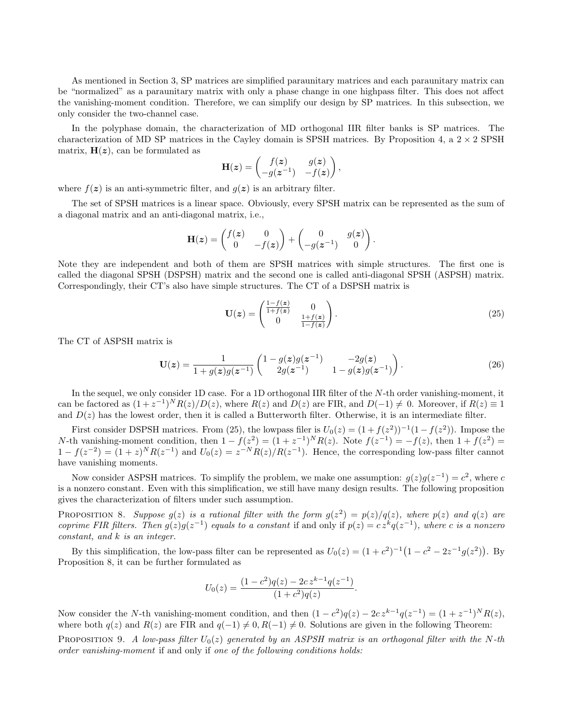As mentioned in Section 3, SP matrices are simplified paraunitary matrices and each paraunitary matrix can be "normalized" as a paraunitary matrix with only a phase change in one highpass filter. This does not affect the vanishing-moment condition. Therefore, we can simplify our design by SP matrices. In this subsection, we only consider the two-channel case.

In the polyphase domain, the characterization of MD orthogonal IIR filter banks is SP matrices. The characterization of MD SP matrices in the Cayley domain is SPSH matrices. By Proposition 4, a $2 \times 2$ SPSH matrix, $\mathbf{H}(\boldsymbol{z})$, can be formulated as

$$\mathbf{H}(\boldsymbol{z}) = \begin{pmatrix} f(\boldsymbol{z}) & g(\boldsymbol{z}) \\ -g(\boldsymbol{z}^{-1}) & -f(\boldsymbol{z}) \end{pmatrix},$$

where $f(\boldsymbol{z})$ is an anti-symmetric filter, and $g(\boldsymbol{z})$ is an arbitrary filter.

The set of SPSH matrices is a linear space. Obviously, every SPSH matrix can be represented as the sum of a diagonal matrix and an anti-diagonal matrix, i.e.,

$$\mathbf{H}(\boldsymbol{z}) = \begin{pmatrix} f(\boldsymbol{z}) & 0 \\ 0 & -f(\boldsymbol{z}) \end{pmatrix} + \begin{pmatrix} 0 & g(\boldsymbol{z}) \\ -g(\boldsymbol{z}^{-1}) & 0 \end{pmatrix}.$$

Note they are independent and both of them are SPSH matrices with simple structures. The first one is called the diagonal SPSH (DSPSH) matrix and the second one is called anti-diagonal SPSH (ASPSH) matrix. Correspondingly, their CT's also have simple structures. The CT of a DSPSH matrix is

$$\mathbf{U}(\boldsymbol{z}) = \begin{pmatrix} \frac{1-f(\boldsymbol{z})}{1+f(\boldsymbol{z})} & 0 \\ 0 & \frac{1+f(\boldsymbol{z})}{1-f(\boldsymbol{z})} \end{pmatrix}. \tag{25}$$

The CT of ASPSH matrix is

$$\mathbf{U}(\boldsymbol{z}) = \frac{1}{1+g(\boldsymbol{z})g(\boldsymbol{z}^{-1})} \begin{pmatrix} 1-g(\boldsymbol{z})g(\boldsymbol{z}^{-1}) & -2g(\boldsymbol{z}) \\ 2g(\boldsymbol{z}^{-1}) & 1-g(\boldsymbol{z})g(\boldsymbol{z}^{-1}) \end{pmatrix}. \tag{26}$$

In the sequel, we only consider 1D case. For a 1D orthogonal IIR filter of the $N$-th order vanishing-moment, it can be factored as $(1+z^{-1})^N R(z)/D(z)$, where $R(z)$ and $D(z)$ are FIR, and $D(-1) \neq 0$. Moreover, if $R(z) \equiv 1$ and $D(z)$ has the lowest order, then it is called a Butterworth filter. Otherwise, it is an intermediate filter.

First consider DSPSH matrices. From (25), the lowpass filer is $U_0(z) = (1+f(z^2))^{-1}(1-f(z^2))$. Impose the $N$-th vanishing-moment condition, then $1-f(z^2) = (1+z^{-1})^N R(z)$. Note $f(z^{-1}) = -f(z)$, then $1+f(z^2) = 1-f(z^{-2}) = (1+z)^N R(z^{-1})$ and $U_0(z) = z^{-N}R(z)/R(z^{-1})$. Hence, the corresponding low-pass filter cannot have vanishing moments.

Now consider ASPSH matrices. To simplify the problem, we make one assumption: $g(z)g(z^{-1}) = c^2$, where $c$ is a nonzero constant. Even with this simplification, we still have many design results. The following proposition gives the characterization of filters under such assumption.

Proposition 8. *Suppose $g(z)$ is a rational filter with the form $g(z^2) = p(z)/q(z)$, where $p(z)$ and $q(z)$ are coprime FIR filters. Then $g(z)g(z^{-1})$ equals to a constant* if and only if *$p(z) = c\,z^k q(z^{-1})$, where $c$ is a nonzero constant, and $k$ is an integer.*

By this simplification, the low-pass filter can be represented as $U_0(z) = (1+c^2)^{-1}\big(1-c^2-2z^{-1}g(z^2)\big)$. By Proposition 8, it can be further formulated as

$$U_0(z) = \frac{(1-c^2)q(z) - 2c\,z^{k-1}q(z^{-1})}{(1+c^2)q(z)}.$$

Now consider the $N$-th vanishing-moment condition, and then $(1-c^2)q(z) - 2c\,z^{k-1}q(z^{-1}) = (1+z^{-1})^N R(z)$, where both $q(z)$ and $R(z)$ are FIR and $q(-1) \neq 0, R(-1) \neq 0$. Solutions are given in the following Theorem:

Proposition 9. *A low-pass filter $U_0(z)$ generated by an ASPSH matrix is an orthogonal filter with the $N$-th order vanishing-moment* if and only if *one of the following conditions holds:*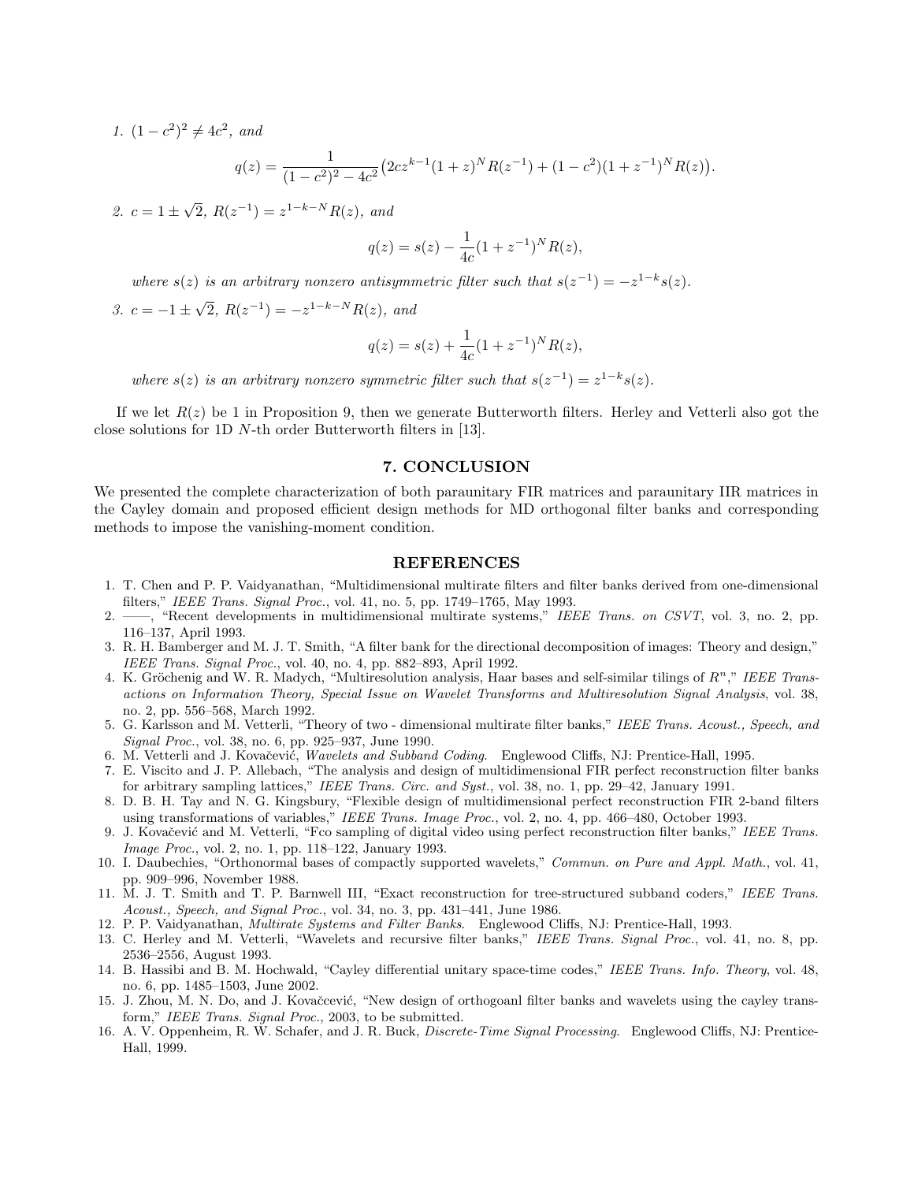1. $(1-c^2)^2 \neq 4c^2$, *and*

$$q(z) = \frac{1}{(1-c^2)^2 - 4c^2}\big(2cz^{k-1}(1+z)^N R(z^{-1}) + (1-c^2)(1+z^{-1})^N R(z)\big).$$

2. $c = 1 \pm \sqrt{2}$, $R(z^{-1}) = z^{1-k-N} R(z)$, *and*

$$q(z) = s(z) - \frac{1}{4c}(1+z^{-1})^N R(z),$$

*where $s(z)$ is an arbitrary nonzero antisymmetric filter such that $s(z^{-1}) = -z^{1-k}s(z)$.*

3. $c = -1 \pm \sqrt{2}$, $R(z^{-1}) = -z^{1-k-N} R(z)$, *and*

$$q(z) = s(z) + \frac{1}{4c}(1+z^{-1})^N R(z),$$

*where $s(z)$ is an arbitrary nonzero symmetric filter such that $s(z^{-1}) = z^{1-k}s(z)$.*

If we let $R(z)$ be 1 in Proposition 9, then we generate Butterworth filters. Herley and Vetterli also got the close solutions for 1D $N$-th order Butterworth filters in [13].

## 7. CONCLUSION

We presented the complete characterization of both paraunitary FIR matrices and paraunitary IIR matrices in the Cayley domain and proposed efficient design methods for MD orthogonal filter banks and corresponding methods to impose the vanishing-moment condition.

## REFERENCES

1. T. Chen and P. P. Vaidyanathan, "Multidimensional multirate filters and filter banks derived from one-dimensional filters," *IEEE Trans. Signal Proc.*, vol. 41, no. 5, pp. 1749–1765, May 1993.
2. ——, "Recent developments in multidimensional multirate systems," *IEEE Trans. on CSVT*, vol. 3, no. 2, pp. 116–137, April 1993.
3. R. H. Bamberger and M. J. T. Smith, "A filter bank for the directional decomposition of images: Theory and design," *IEEE Trans. Signal Proc.*, vol. 40, no. 4, pp. 882–893, April 1992.
4. K. Gröchenig and W. R. Madych, "Multiresolution analysis, Haar bases and self-similar tilings of $R^n$," *IEEE Transactions on Information Theory, Special Issue on Wavelet Transforms and Multiresolution Signal Analysis*, vol. 38, no. 2, pp. 556–568, March 1992.
5. G. Karlsson and M. Vetterli, "Theory of two - dimensional multirate filter banks," *IEEE Trans. Acoust., Speech, and Signal Proc.*, vol. 38, no. 6, pp. 925–937, June 1990.
6. M. Vetterli and J. Kovačević, *Wavelets and Subband Coding*. Englewood Cliffs, NJ: Prentice-Hall, 1995.
7. E. Viscito and J. P. Allebach, "The analysis and design of multidimensional FIR perfect reconstruction filter banks for arbitrary sampling lattices," *IEEE Trans. Circ. and Syst.*, vol. 38, no. 1, pp. 29–42, January 1991.
8. D. B. H. Tay and N. G. Kingsbury, "Flexible design of multidimensional perfect reconstruction FIR 2-band filters using transformations of variables," *IEEE Trans. Image Proc.*, vol. 2, no. 4, pp. 466–480, October 1993.
9. J. Kovačević and M. Vetterli, "Fco sampling of digital video using perfect reconstruction filter banks," *IEEE Trans. Image Proc.*, vol. 2, no. 1, pp. 118–122, January 1993.
10. I. Daubechies, "Orthonormal bases of compactly supported wavelets," *Commun. on Pure and Appl. Math.*, vol. 41, pp. 909–996, November 1988.
11. M. J. T. Smith and T. P. Barnwell III, "Exact reconstruction for tree-structured subband coders," *IEEE Trans. Acoust., Speech, and Signal Proc.*, vol. 34, no. 3, pp. 431–441, June 1986.
12. P. P. Vaidyanathan, *Multirate Systems and Filter Banks*. Englewood Cliffs, NJ: Prentice-Hall, 1993.
13. C. Herley and M. Vetterli, "Wavelets and recursive filter banks," *IEEE Trans. Signal Proc.*, vol. 41, no. 8, pp. 2536–2556, August 1993.
14. B. Hassibi and B. M. Hochwald, "Cayley differential unitary space-time codes," *IEEE Trans. Info. Theory*, vol. 48, no. 6, pp. 1485–1503, June 2002.
15. J. Zhou, M. N. Do, and J. Kovačcević, "New design of orthogoanl filter banks and wavelets using the cayley transform," *IEEE Trans. Signal Proc.*, 2003, to be submitted.
16. A. V. Oppenheim, R. W. Schafer, and J. R. Buck, *Discrete-Time Signal Processing*. Englewood Cliffs, NJ: Prentice-Hall, 1999.